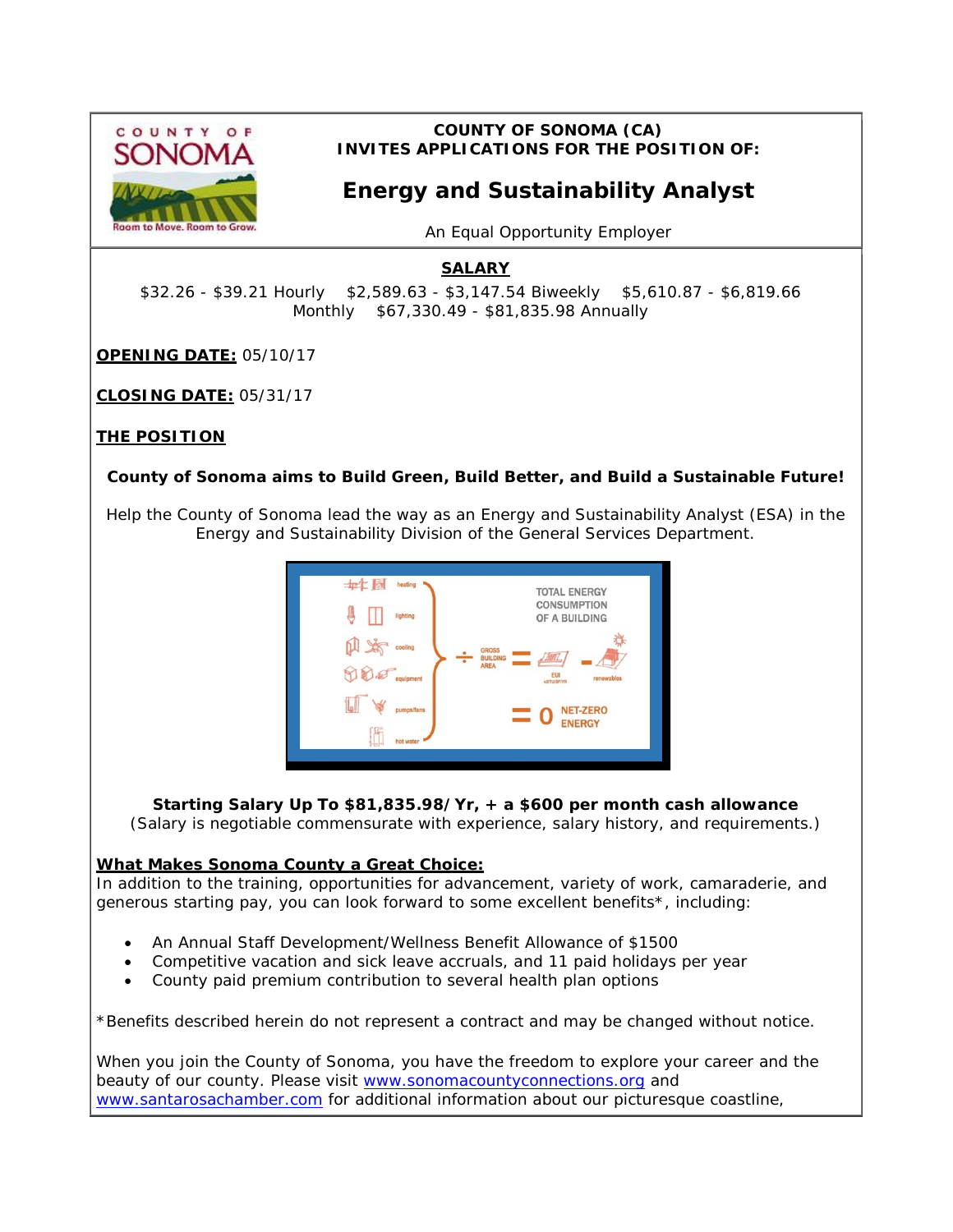**COUNTY OF SONOMA (CA)**
**INVITES APPLICATIONS FOR THE POSITION OF:**

# Energy and Sustainability Analyst

An Equal Opportunity Employer

## SALARY

$32.26 - $39.21 Hourly $2,589.63 - $3,147.54 Biweekly $5,610.87 - $6,819.66 Monthly $67,330.49 - $81,835.98 Annually

**OPENING DATE:** 05/10/17

**CLOSING DATE:** 05/31/17

## THE POSITION

**County of Sonoma aims to Build Green, Build Better, and Build a Sustainable Future!**

Help the County of Sonoma lead the way as an Energy and Sustainability Analyst (ESA) in the Energy and Sustainability Division of the General Services Department.

**Starting Salary Up To $81,835.98/Yr, + a $600 per month cash allowance**
(Salary is negotiable commensurate with experience, salary history, and requirements.)

**What Makes Sonoma County a Great Choice:**
In addition to the training, opportunities for advancement, variety of work, camaraderie, and generous starting pay, you can look forward to some excellent benefits*, including:

- An Annual Staff Development/Wellness Benefit Allowance of $1500
- Competitive vacation and sick leave accruals, and 11 paid holidays per year
- County paid premium contribution to several health plan options

*Benefits described herein do not represent a contract and may be changed without notice.

When you join the County of Sonoma, you have the freedom to explore your career and the beauty of our county. Please visit www.sonomacountyconnections.org and www.santarosachamber.com for additional information about our picturesque coastline,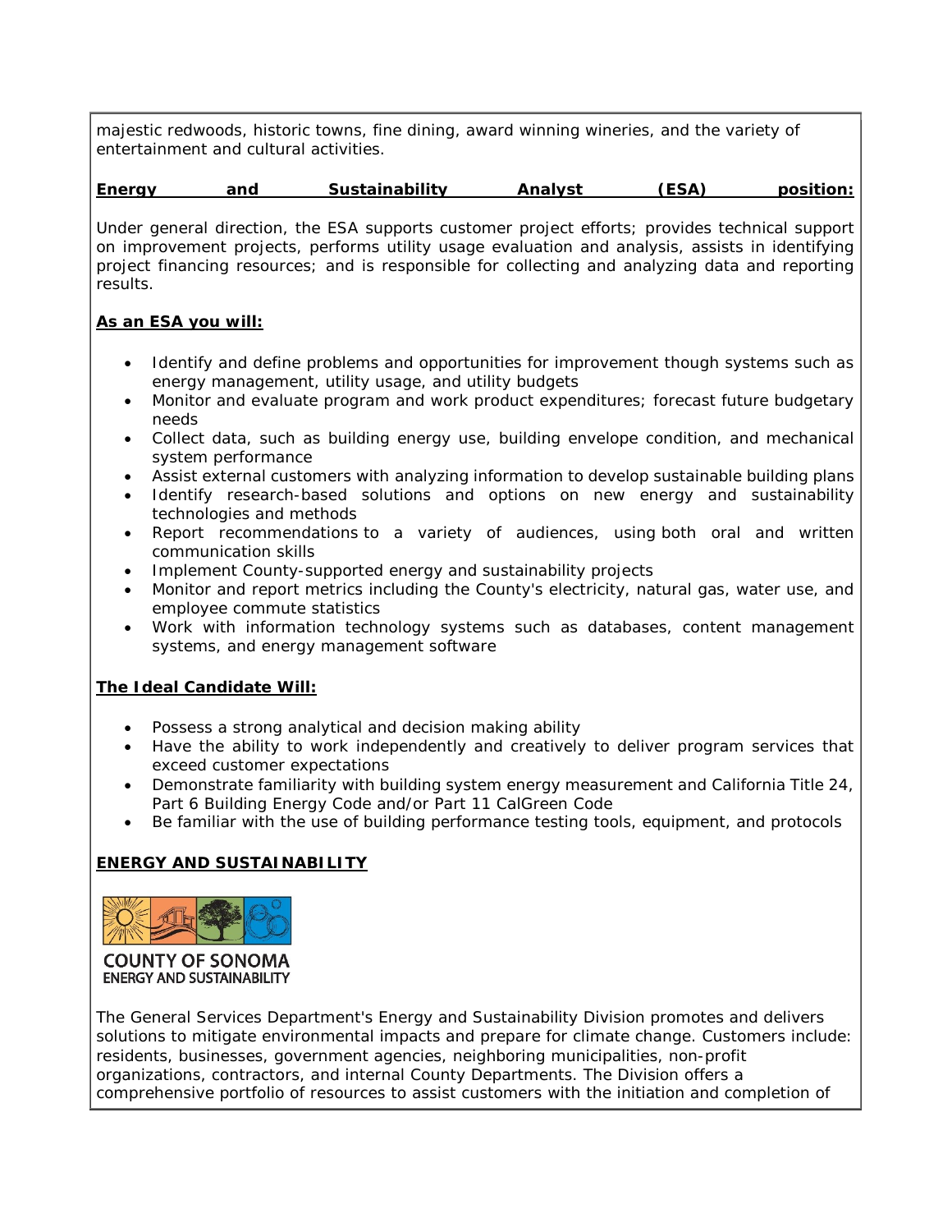majestic redwoods, historic towns, fine dining, award winning wineries, and the variety of entertainment and cultural activities.

**Energy and Sustainability Analyst (ESA) position:**

Under general direction, the ESA supports customer project efforts; provides technical support on improvement projects, performs utility usage evaluation and analysis, assists in identifying project financing resources; and is responsible for collecting and analyzing data and reporting results.

**As an ESA you will:**

- Identify and define problems and opportunities for improvement though systems such as energy management, utility usage, and utility budgets
- Monitor and evaluate program and work product expenditures; forecast future budgetary needs
- Collect data, such as building energy use, building envelope condition, and mechanical system performance
- Assist external customers with analyzing information to develop sustainable building plans
- Identify research-based solutions and options on new energy and sustainability technologies and methods
- Report recommendations to a variety of audiences, using both oral and written communication skills
- Implement County-supported energy and sustainability projects
- Monitor and report metrics including the County's electricity, natural gas, water use, and employee commute statistics
- Work with information technology systems such as databases, content management systems, and energy management software

**The Ideal Candidate Will:**

- Possess a strong analytical and decision making ability
- Have the ability to work independently and creatively to deliver program services that exceed customer expectations
- Demonstrate familiarity with building system energy measurement and California Title 24, Part 6 Building Energy Code and/or Part 11 CalGreen Code
- Be familiar with the use of building performance testing tools, equipment, and protocols

**ENERGY AND SUSTAINABILITY**

COUNTY OF SONOMA
ENERGY AND SUSTAINABILITY

The General Services Department's Energy and Sustainability Division promotes and delivers solutions to mitigate environmental impacts and prepare for climate change. Customers include: residents, businesses, government agencies, neighboring municipalities, non-profit organizations, contractors, and internal County Departments. The Division offers a comprehensive portfolio of resources to assist customers with the initiation and completion of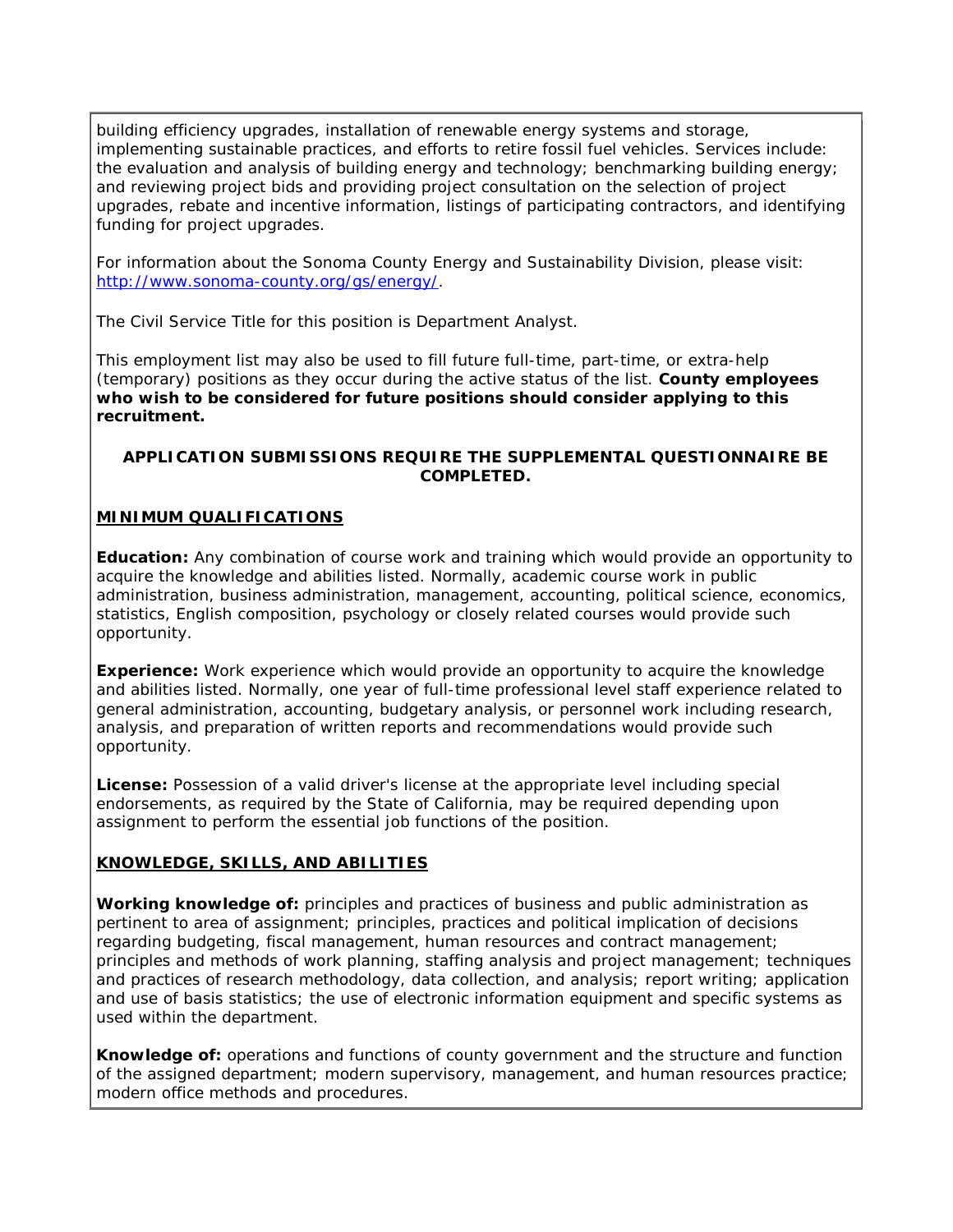building efficiency upgrades, installation of renewable energy systems and storage, implementing sustainable practices, and efforts to retire fossil fuel vehicles. Services include: the evaluation and analysis of building energy and technology; benchmarking building energy; and reviewing project bids and providing project consultation on the selection of project upgrades, rebate and incentive information, listings of participating contractors, and identifying funding for project upgrades.

For information about the Sonoma County Energy and Sustainability Division, please visit: [http://www.sonoma-county.org/gs/energy/](http://www.sonoma-county.org/gs/energy/).

The Civil Service Title for this position is Department Analyst.

This employment list may also be used to fill future full-time, part-time, or extra-help (temporary) positions as they occur during the active status of the list. **County employees who wish to be considered for future positions should consider applying to this recruitment.**

**APPLICATION SUBMISSIONS REQUIRE THE SUPPLEMENTAL QUESTIONNAIRE BE COMPLETED.**

## MINIMUM QUALIFICATIONS

**Education:** Any combination of course work and training which would provide an opportunity to acquire the knowledge and abilities listed. Normally, academic course work in public administration, business administration, management, accounting, political science, economics, statistics, English composition, psychology or closely related courses would provide such opportunity.

**Experience:** Work experience which would provide an opportunity to acquire the knowledge and abilities listed. Normally, one year of full-time professional level staff experience related to general administration, accounting, budgetary analysis, or personnel work including research, analysis, and preparation of written reports and recommendations would provide such opportunity.

**License:** Possession of a valid driver's license at the appropriate level including special endorsements, as required by the State of California, may be required depending upon assignment to perform the essential job functions of the position.

## KNOWLEDGE, SKILLS, AND ABILITIES

**Working knowledge of:** principles and practices of business and public administration as pertinent to area of assignment; principles, practices and political implication of decisions regarding budgeting, fiscal management, human resources and contract management; principles and methods of work planning, staffing analysis and project management; techniques and practices of research methodology, data collection, and analysis; report writing; application and use of basis statistics; the use of electronic information equipment and specific systems as used within the department.

**Knowledge of:** operations and functions of county government and the structure and function of the assigned department; modern supervisory, management, and human resources practice; modern office methods and procedures.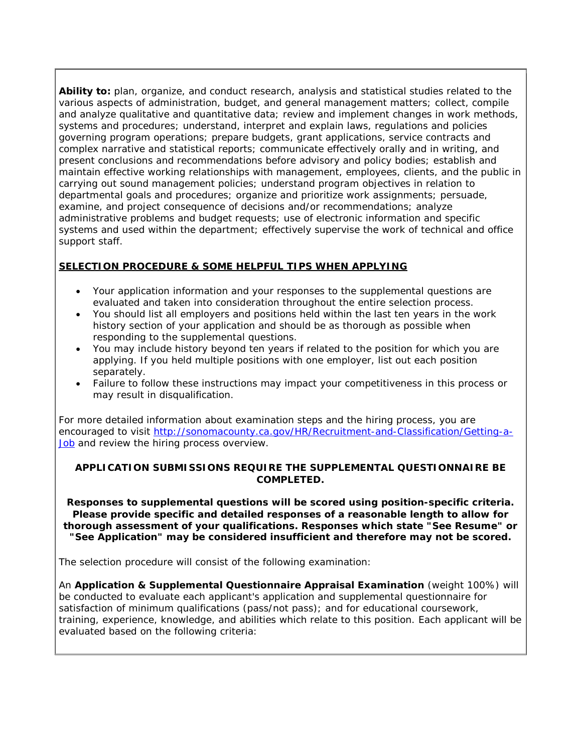**Ability to:** plan, organize, and conduct research, analysis and statistical studies related to the various aspects of administration, budget, and general management matters; collect, compile and analyze qualitative and quantitative data; review and implement changes in work methods, systems and procedures; understand, interpret and explain laws, regulations and policies governing program operations; prepare budgets, grant applications, service contracts and complex narrative and statistical reports; communicate effectively orally and in writing, and present conclusions and recommendations before advisory and policy bodies; establish and maintain effective working relationships with management, employees, clients, and the public in carrying out sound management policies; understand program objectives in relation to departmental goals and procedures; organize and prioritize work assignments; persuade, examine, and project consequence of decisions and/or recommendations; analyze administrative problems and budget requests; use of electronic information and specific systems and used within the department; effectively supervise the work of technical and office support staff.

**SELECTION PROCEDURE & SOME HELPFUL TIPS WHEN APPLYING**

- Your application information and your responses to the supplemental questions are evaluated and taken into consideration throughout the entire selection process.
- You should list all employers and positions held within the last ten years in the work history section of your application and should be as thorough as possible when responding to the supplemental questions.
- You may include history beyond ten years if related to the position for which you are applying. If you held multiple positions with one employer, list out each position separately.
- Failure to follow these instructions may impact your competitiveness in this process or may result in disqualification.

For more detailed information about examination steps and the hiring process, you are encouraged to visit [http://sonomacounty.ca.gov/HR/Recruitment-and-Classification/Getting-a-Job](http://sonomacounty.ca.gov/HR/Recruitment-and-Classification/Getting-a-Job) and review the hiring process overview.

**APPLICATION SUBMISSIONS REQUIRE THE SUPPLEMENTAL QUESTIONNAIRE BE COMPLETED.**

**Responses to supplemental questions will be scored using position-specific criteria. Please provide specific and detailed responses of a reasonable length to allow for thorough assessment of your qualifications. Responses which state "See Resume" or "See Application" may be considered insufficient and therefore may not be scored.**

The selection procedure will consist of the following examination:

An **Application & Supplemental Questionnaire Appraisal Examination** (weight 100%) will be conducted to evaluate each applicant's application and supplemental questionnaire for satisfaction of minimum qualifications (pass/not pass); and for educational coursework, training, experience, knowledge, and abilities which relate to this position. Each applicant will be evaluated based on the following criteria: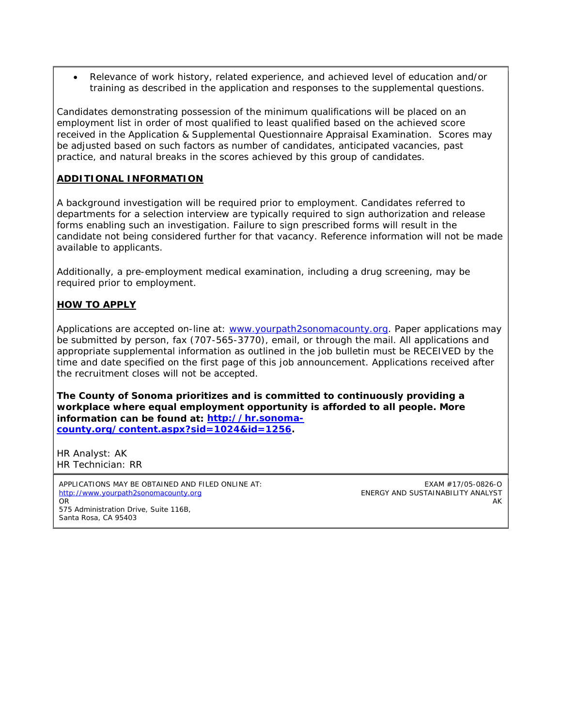- Relevance of work history, related experience, and achieved level of education and/or training as described in the application and responses to the supplemental questions.

Candidates demonstrating possession of the minimum qualifications will be placed on an employment list in order of most qualified to least qualified based on the achieved score received in the Application & Supplemental Questionnaire Appraisal Examination. Scores may be adjusted based on such factors as number of candidates, anticipated vacancies, past practice, and natural breaks in the scores achieved by this group of candidates.

## ADDITIONAL INFORMATION

A background investigation will be required prior to employment. Candidates referred to departments for a selection interview are typically required to sign authorization and release forms enabling such an investigation. Failure to sign prescribed forms will result in the candidate not being considered further for that vacancy. Reference information will not be made available to applicants.

Additionally, a pre-employment medical examination, including a drug screening, may be required prior to employment.

## HOW TO APPLY

Applications are accepted on-line at: www.yourpath2sonomacounty.org. Paper applications may be submitted by person, fax (707-565-3770), email, or through the mail. All applications and appropriate supplemental information as outlined in the job bulletin must be RECEIVED by the time and date specified on the first page of this job announcement. Applications received after the recruitment closes will not be accepted.

**The County of Sonoma prioritizes and is committed to continuously providing a workplace where equal employment opportunity is afforded to all people. More information can be found at: http://hr.sonoma-county.org/content.aspx?sid=1024&id=1256.**

HR Analyst: AK
HR Technician: RR

APPLICATIONS MAY BE OBTAINED AND FILED ONLINE AT:
http://www.yourpath2sonomacounty.org
OR
575 Administration Drive, Suite 116B,
Santa Rosa, CA 95403

EXAM #17/05-0826-O
ENERGY AND SUSTAINABILITY ANALYST
AK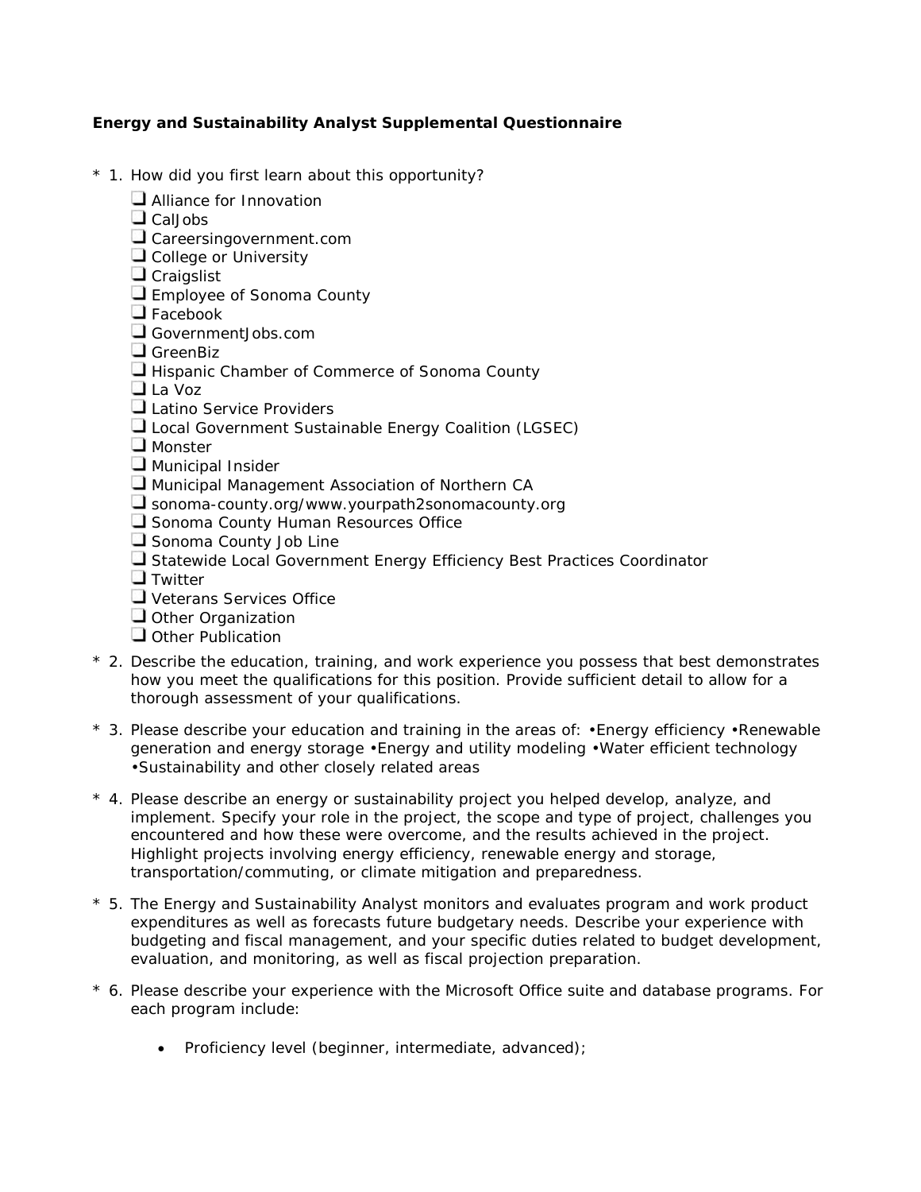**Energy and Sustainability Analyst Supplemental Questionnaire**

\* 1. How did you first learn about this opportunity?

- ❑ Alliance for Innovation
- ❑ CalJobs
- ❑ Careersingovernment.com
- ❑ College or University
- ❑ Craigslist
- ❑ Employee of Sonoma County
- ❑ Facebook
- ❑ GovernmentJobs.com
- ❑ GreenBiz
- ❑ Hispanic Chamber of Commerce of Sonoma County
- ❑ La Voz
- ❑ Latino Service Providers
- ❑ Local Government Sustainable Energy Coalition (LGSEC)
- ❑ Monster
- ❑ Municipal Insider
- ❑ Municipal Management Association of Northern CA
- ❑ sonoma-county.org/www.yourpath2sonomacounty.org
- ❑ Sonoma County Human Resources Office
- ❑ Sonoma County Job Line
- ❑ Statewide Local Government Energy Efficiency Best Practices Coordinator
- ❑ Twitter
- ❑ Veterans Services Office
- ❑ Other Organization
- ❑ Other Publication

\* 2. Describe the education, training, and work experience you possess that best demonstrates how you meet the qualifications for this position. Provide sufficient detail to allow for a thorough assessment of your qualifications.

\* 3. Please describe your education and training in the areas of: •Energy efficiency •Renewable generation and energy storage •Energy and utility modeling •Water efficient technology •Sustainability and other closely related areas

\* 4. Please describe an energy or sustainability project you helped develop, analyze, and implement. Specify your role in the project, the scope and type of project, challenges you encountered and how these were overcome, and the results achieved in the project. Highlight projects involving energy efficiency, renewable energy and storage, transportation/commuting, or climate mitigation and preparedness.

\* 5. The Energy and Sustainability Analyst monitors and evaluates program and work product expenditures as well as forecasts future budgetary needs. Describe your experience with budgeting and fiscal management, and your specific duties related to budget development, evaluation, and monitoring, as well as fiscal projection preparation.

\* 6. Please describe your experience with the Microsoft Office suite and database programs. For each program include:

- Proficiency level (beginner, intermediate, advanced);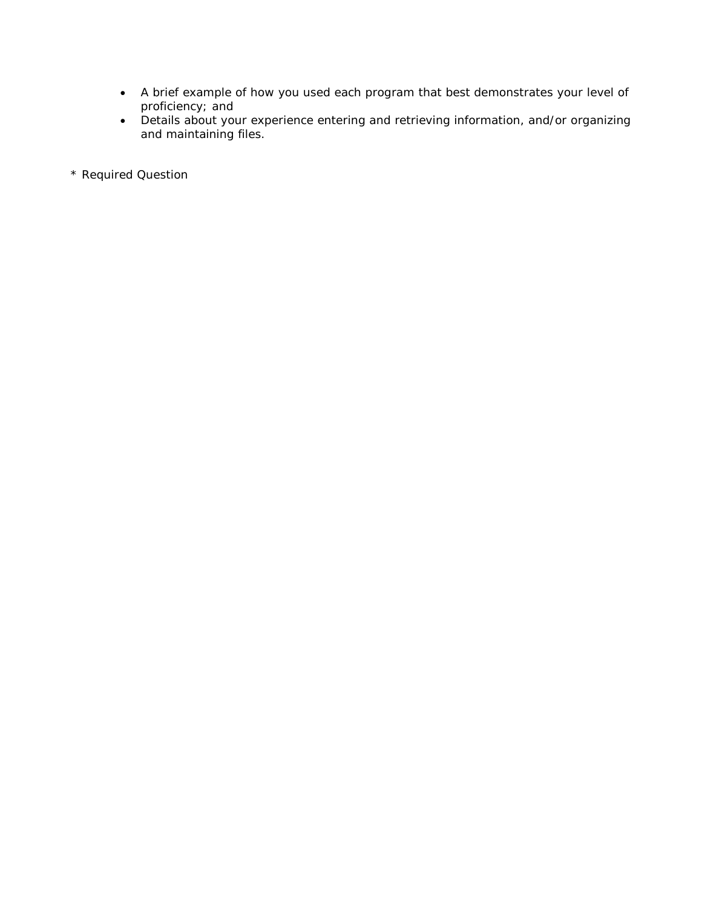- A brief example of how you used each program that best demonstrates your level of proficiency; and
- Details about your experience entering and retrieving information, and/or organizing and maintaining files.

* Required Question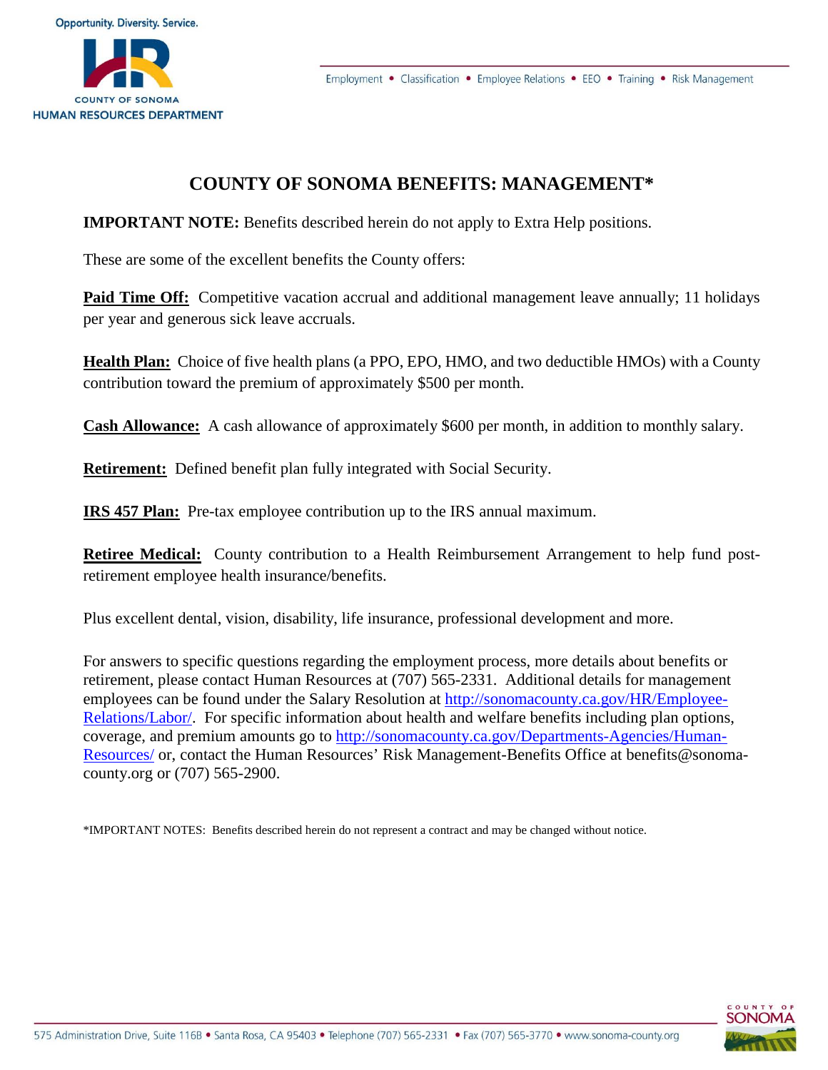Opportunity. Diversity. Service.

COUNTY OF SONOMA
HUMAN RESOURCES DEPARTMENT

Employment • Classification • Employee Relations • EEO • Training • Risk Management

# COUNTY OF SONOMA BENEFITS: MANAGEMENT*

**IMPORTANT NOTE:** Benefits described herein do not apply to Extra Help positions.

These are some of the excellent benefits the County offers:

**Paid Time Off:** Competitive vacation accrual and additional management leave annually; 11 holidays per year and generous sick leave accruals.

**Health Plan:** Choice of five health plans (a PPO, EPO, HMO, and two deductible HMOs) with a County contribution toward the premium of approximately $500 per month.

**Cash Allowance:** A cash allowance of approximately $600 per month, in addition to monthly salary.

**Retirement:** Defined benefit plan fully integrated with Social Security.

**IRS 457 Plan:** Pre-tax employee contribution up to the IRS annual maximum.

**Retiree Medical:** County contribution to a Health Reimbursement Arrangement to help fund post-retirement employee health insurance/benefits.

Plus excellent dental, vision, disability, life insurance, professional development and more.

For answers to specific questions regarding the employment process, more details about benefits or retirement, please contact Human Resources at (707) 565-2331. Additional details for management employees can be found under the Salary Resolution at http://sonomacounty.ca.gov/HR/Employee-Relations/Labor/. For specific information about health and welfare benefits including plan options, coverage, and premium amounts go to http://sonomacounty.ca.gov/Departments-Agencies/Human-Resources/ or, contact the Human Resources' Risk Management-Benefits Office at benefits@sonoma-county.org or (707) 565-2900.

*IMPORTANT NOTES: Benefits described herein do not represent a contract and may be changed without notice.

575 Administration Drive, Suite 116B • Santa Rosa, CA 95403 • Telephone (707) 565-2331 • Fax (707) 565-3770 • www.sonoma-county.org